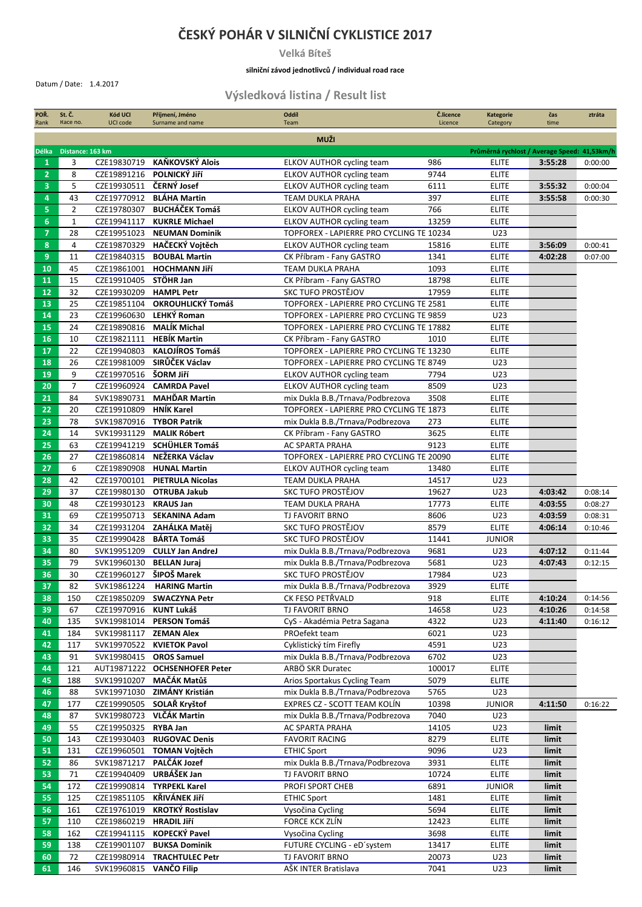# ČESKÝ POHÁR V SILNIČNÍ CYKLISTICE 2017

**Velká Bíteš**

**silniční závod jednotlivců / individual road race**

Datum / Date: 1.4.2017

## Výsledková listina / Result list

| POŘ. Rank | St. Č. Race no. | Kód UCI UCI code | Příjmení, Jméno Surname and name | Oddíl Team | Č.licence Licence | Kategorie Category | čas time | ztráta |
|---|---|---|---|---|---|---|---|---|
| | | | | **MUŽI** | | | | |
| Délka | Distance: 163 km | | | | | Průměrná rychlost / Average Speed: 41,53km/h | | |
| 1 | 3 | CZE19830719 | **KAŇKOVSKÝ Alois** | ELKOV AUTHOR cycling team | 986 | ELITE | **3:55:28** | 0:00:00 |
| 2 | 8 | CZE19891216 | **POLNICKÝ Jiří** | ELKOV AUTHOR cycling team | 9744 | ELITE | | |
| 3 | 5 | CZE19930511 | **ČERNÝ Josef** | ELKOV AUTHOR cycling team | 6111 | ELITE | **3:55:32** | 0:00:04 |
| 4 | 43 | CZE19770912 | **BLÁHA Martin** | TEAM DUKLA PRAHA | 397 | ELITE | **3:55:58** | 0:00:30 |
| 5 | 2 | CZE19780307 | **BUCHÁČEK Tomáš** | ELKOV AUTHOR cycling team | 766 | ELITE | | |
| 6 | 1 | CZE19941117 | **KUKRLE Michael** | ELKOV AUTHOR cycling team | 13259 | ELITE | | |
| 7 | 28 | CZE19951023 | **NEUMAN Dominik** | TOPFOREX - LAPIERRE PRO CYCLING TE | 10234 | U23 | | |
| 8 | 4 | CZE19870329 | **HAČECKÝ Vojtěch** | ELKOV AUTHOR cycling team | 15816 | ELITE | **3:56:09** | 0:00:41 |
| 9 | 11 | CZE19840315 | **BOUBAL Martin** | CK Příbram - Fany GASTRO | 1341 | ELITE | **4:02:28** | 0:07:00 |
| 10 | 45 | CZE19861001 | **HOCHMANN Jiří** | TEAM DUKLA PRAHA | 1093 | ELITE | | |
| 11 | 15 | CZE19910405 | **STÖHR Jan** | CK Příbram - Fany GASTRO | 18798 | ELITE | | |
| 12 | 32 | CZE19930209 | **HAMPL Petr** | SKC TUFO PROSTĚJOV | 17959 | ELITE | | |
| 13 | 25 | CZE19851104 | **OKROUHLICKÝ Tomáš** | TOPFOREX - LAPIERRE PRO CYCLING TE | 2581 | ELITE | | |
| 14 | 23 | CZE19960630 | **LEHKÝ Roman** | TOPFOREX - LAPIERRE PRO CYCLING TE | 9859 | U23 | | |
| 15 | 24 | CZE19890816 | **MALÍK Michal** | TOPFOREX - LAPIERRE PRO CYCLING TE | 17882 | ELITE | | |
| 16 | 10 | CZE19821111 | **HEBÍK Martin** | CK Příbram - Fany GASTRO | 1010 | ELITE | | |
| 17 | 22 | CZE19940803 | **KALOJÍROS Tomáš** | TOPFOREX - LAPIERRE PRO CYCLING TE | 13230 | ELITE | | |
| 18 | 26 | CZE19981009 | **SIRŮČEK Václav** | TOPFOREX - LAPIERRE PRO CYCLING TE | 8749 | U23 | | |
| 19 | 9 | CZE19970516 | **ŠORM Jiří** | ELKOV AUTHOR cycling team | 7794 | U23 | | |
| 20 | 7 | CZE19960924 | **CAMRDA Pavel** | ELKOV AUTHOR cycling team | 8509 | U23 | | |
| 21 | 84 | SVK19890731 | **MAHĎAR Martin** | mix Dukla B.B./Trnava/Podbrezova | 3508 | ELITE | | |
| 22 | 20 | CZE19910809 | **HNÍK Karel** | TOPFOREX - LAPIERRE PRO CYCLING TE | 1873 | ELITE | | |
| 23 | 78 | SVK19870916 | **TYBOR Patrik** | mix Dukla B.B./Trnava/Podbrezova | 273 | ELITE | | |
| 24 | 14 | SVK19931129 | **MALIK Róbert** | CK Příbram - Fany GASTRO | 3625 | ELITE | | |
| 25 | 63 | CZE19941219 | **SCHÜHLER Tomáš** | AC SPARTA PRAHA | 9123 | ELITE | | |
| 26 | 27 | CZE19860814 | **NEŽERKA Václav** | TOPFOREX - LAPIERRE PRO CYCLING TE | 20090 | ELITE | | |
| 27 | 6 | CZE19890908 | **HUNAL Martin** | ELKOV AUTHOR cycling team | 13480 | ELITE | | |
| 28 | 42 | CZE19700101 | **PIETRULA Nicolas** | TEAM DUKLA PRAHA | 14517 | U23 | | |
| 29 | 37 | CZE19980130 | **OTRUBA Jakub** | SKC TUFO PROSTĚJOV | 19627 | U23 | **4:03:42** | 0:08:14 |
| 30 | 48 | CZE19930123 | **KRAUS Jan** | TEAM DUKLA PRAHA | 17773 | ELITE | **4:03:55** | 0:08:27 |
| 31 | 69 | CZE19950713 | **SEKANINA Adam** | TJ FAVORIT BRNO | 8606 | U23 | **4:03:59** | 0:08:31 |
| 32 | 34 | CZE19931204 | **ZAHÁLKA Matěj** | SKC TUFO PROSTĚJOV | 8579 | ELITE | **4:06:14** | 0:10:46 |
| 33 | 35 | CZE19990428 | **BÁRTA Tomáš** | SKC TUFO PROSTĚJOV | 11441 | JUNIOR | | |
| 34 | 80 | SVK19951209 | **CULLY Jan AndreJ** | mix Dukla B.B./Trnava/Podbrezova | 9681 | U23 | **4:07:12** | 0:11:44 |
| 35 | 79 | SVK19960130 | **BELLAN Juraj** | mix Dukla B.B./Trnava/Podbrezova | 5681 | U23 | **4:07:43** | 0:12:15 |
| 36 | 30 | CZE19960127 | **ŠIPOŠ Marek** | SKC TUFO PROSTĚJOV | 17984 | U23 | | |
| 37 | 82 | SVK19861224 | **HARING Martin** | mix Dukla B.B./Trnava/Podbrezova | 3929 | ELITE | | |
| 38 | 150 | CZE19850209 | **SWACZYNA Petr** | CK FESO PETŘVALD | 918 | ELITE | **4:10:24** | 0:14:56 |
| 39 | 67 | CZE19970916 | **KUNT Lukáš** | TJ FAVORIT BRNO | 14658 | U23 | **4:10:26** | 0:14:58 |
| 40 | 135 | SVK19981014 | **PERSON Tomáš** | CyS - Akadémia Petra Sagana | 4322 | U23 | **4:11:40** | 0:16:12 |
| 41 | 184 | SVK19981117 | **ZEMAN Alex** | PROefekt team | 6021 | U23 | | |
| 42 | 117 | SVK19970522 | **KVIETOK Pavol** | Cyklistický tím Firefly | 4591 | U23 | | |
| 43 | 91 | SVK19980415 | **OROS Samuel** | mix Dukla B.B./Trnava/Podbrezova | 6702 | U23 | | |
| 44 | 121 | AUT19871222 | **OCHSENHOFER Peter** | ARBÖ SKR Duratec | 100017 | ELITE | | |
| 45 | 188 | SVK19910207 | **MAČÁK Matůš** | Arios Sportakus Cycling Team | 5079 | ELITE | | |
| 46 | 88 | SVK19971030 | **ZIMÁNY Kristián** | mix Dukla B.B./Trnava/Podbrezova | 5765 | U23 | | |
| 47 | 177 | CZE19990505 | **SOLAŘ Kryštof** | EXPRES CZ - SCOTT TEAM KOLÍN | 10398 | JUNIOR | **4:11:50** | 0:16:22 |
| 48 | 87 | SVK19980723 | **VLČÁK Martin** | mix Dukla B.B./Trnava/Podbrezova | 7040 | U23 | | |
| 49 | 55 | CZE19950325 | **RYBA Jan** | AC SPARTA PRAHA | 14105 | U23 | **limit** | |
| 50 | 143 | CZE19930403 | **RUGOVAC Denis** | FAVORIT RACING | 8279 | ELITE | **limit** | |
| 51 | 131 | CZE19960501 | **TOMAN Vojtěch** | ETHIC Sport | 9096 | U23 | **limit** | |
| 52 | 86 | SVK19871217 | **PALČÁK Jozef** | mix Dukla B.B./Trnava/Podbrezova | 3931 | ELITE | **limit** | |
| 53 | 71 | CZE19940409 | **URBÁŠEK Jan** | TJ FAVORIT BRNO | 10724 | ELITE | **limit** | |
| 54 | 172 | CZE19990814 | **TYRPEKL Karel** | PROFI SPORT CHEB | 6891 | JUNIOR | **limit** | |
| 55 | 125 | CZE19851105 | **KŘIVÁNEK Jiří** | ETHIC Sport | 1481 | ELITE | **limit** | |
| 56 | 161 | CZE19761019 | **KROTKÝ Rostislav** | Vysočina Cycling | 5694 | ELITE | **limit** | |
| 57 | 110 | CZE19860219 | **HRADIL Jiří** | FORCE KCK ZLÍN | 12423 | ELITE | **limit** | |
| 58 | 162 | CZE19941115 | **KOPECKÝ Pavel** | Vysočina Cycling | 3698 | ELITE | **limit** | |
| 59 | 138 | CZE19901107 | **BUKSA Dominik** | FUTURE CYCLING - eD´system | 13417 | ELITE | **limit** | |
| 60 | 72 | CZE19980914 | **TRACHTULEC Petr** | TJ FAVORIT BRNO | 20073 | U23 | **limit** | |
| 61 | 146 | SVK19960815 | **VANČO Filip** | AŠK INTER Bratislava | 7041 | U23 | **limit** | |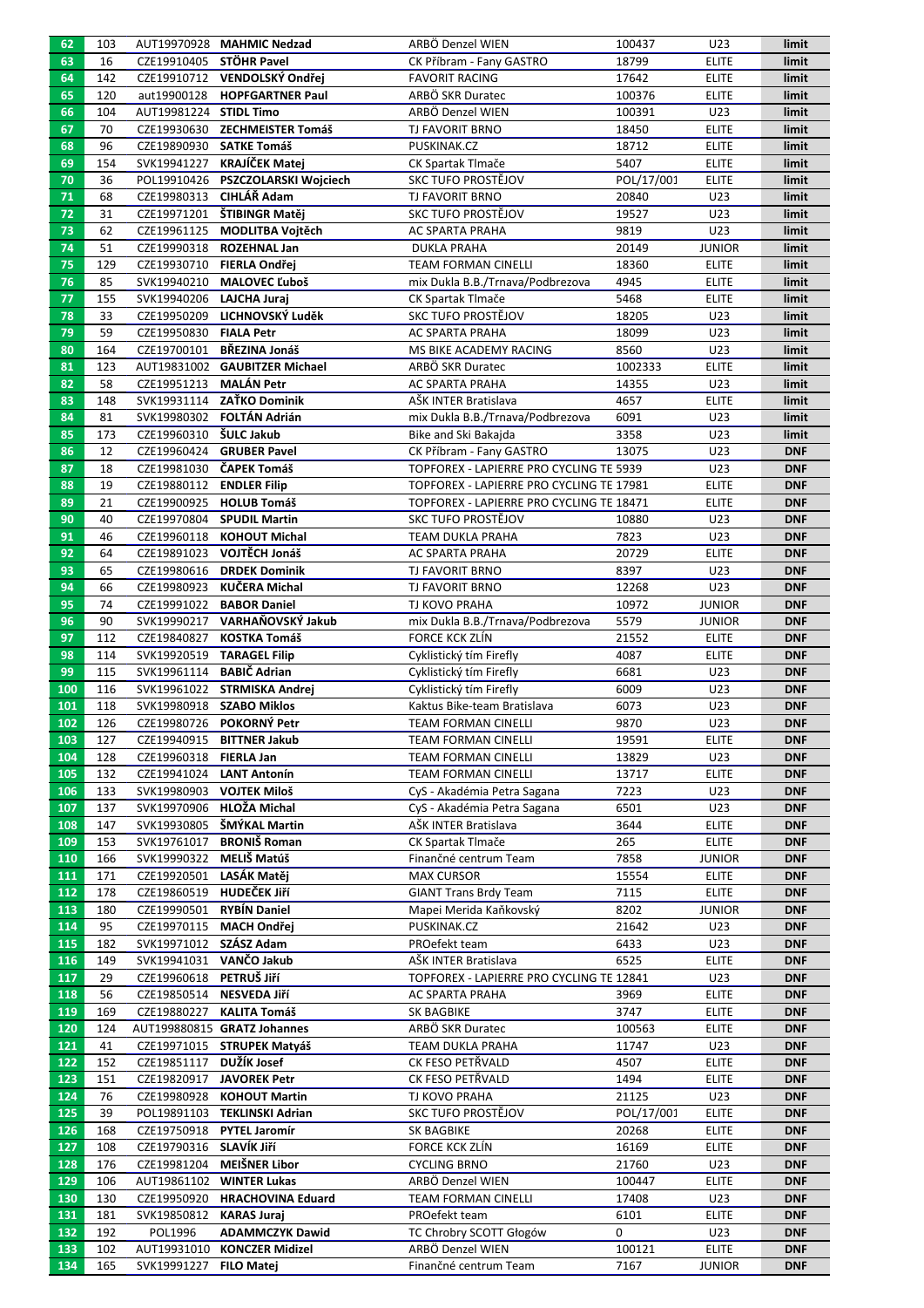| | | | | | | | |
|---|---|---|---|---|---|---|---|
| 62 | 103 | AUT19970928 | **MAHMIC Nedzad** | ARBÖ Denzel WIEN | 100437 | U23 | **limit** |
| 63 | 16 | CZE19910405 | **STÖHR Pavel** | CK Příbram - Fany GASTRO | 18799 | ELITE | **limit** |
| 64 | 142 | CZE19910712 | **VENDOLSKÝ Ondřej** | FAVORIT RACING | 17642 | ELITE | **limit** |
| 65 | 120 | aut19900128 | **HOPFGARTNER Paul** | ARBÖ SKR Duratec | 100376 | ELITE | **limit** |
| 66 | 104 | AUT19981224 | **STIDL Timo** | ARBÖ Denzel WIEN | 100391 | U23 | **limit** |
| 67 | 70 | CZE19930630 | **ZECHMEISTER Tomáš** | TJ FAVORIT BRNO | 18450 | ELITE | **limit** |
| 68 | 96 | CZE19890930 | **SATKE Tomáš** | PUSKINAK.CZ | 18712 | ELITE | **limit** |
| 69 | 154 | SVK19941227 | **KRAJÍČEK Matej** | CK Spartak Tlmače | 5407 | ELITE | **limit** |
| 70 | 36 | POL19910426 | **PSZCZOLARSKI Wojciech** | SKC TUFO PROSTĚJOV | POL/17/001 | ELITE | **limit** |
| 71 | 68 | CZE19980313 | **CIHLÁŘ Adam** | TJ FAVORIT BRNO | 20840 | U23 | **limit** |
| 72 | 31 | CZE19971201 | **ŠTIBINGR Matěj** | SKC TUFO PROSTĚJOV | 19527 | U23 | **limit** |
| 73 | 62 | CZE19961125 | **MODLITBA Vojtěch** | AC SPARTA PRAHA | 9819 | U23 | **limit** |
| 74 | 51 | CZE19990318 | **ROZEHNAL Jan** | DUKLA PRAHA | 20149 | JUNIOR | **limit** |
| 75 | 129 | CZE19930710 | **FIERLA Ondřej** | TEAM FORMAN CINELLI | 18360 | ELITE | **limit** |
| 76 | 85 | SVK19940210 | **MALOVEC Ľuboš** | mix Dukla B.B./Trnava/Podbrezova | 4945 | ELITE | **limit** |
| 77 | 155 | SVK19940206 | **LAJCHA Juraj** | CK Spartak Tlmače | 5468 | ELITE | **limit** |
| 78 | 33 | CZE19950209 | **LICHNOVSKÝ Luděk** | SKC TUFO PROSTĚJOV | 18205 | U23 | **limit** |
| 79 | 59 | CZE19950830 | **FIALA Petr** | AC SPARTA PRAHA | 18099 | U23 | **limit** |
| 80 | 164 | CZE19700101 | **BŘEZINA Jonáš** | MS BIKE ACADEMY RACING | 8560 | U23 | **limit** |
| 81 | 123 | AUT19831002 | **GAUBITZER Michael** | ARBÖ SKR Duratec | 1002333 | ELITE | **limit** |
| 82 | 58 | CZE19951213 | **MALÁN Petr** | AC SPARTA PRAHA | 14355 | U23 | **limit** |
| 83 | 148 | SVK19931114 | **ZAŤKO Dominik** | AŠK INTER Bratislava | 4657 | ELITE | **limit** |
| 84 | 81 | SVK19980302 | **FOLTÁN Adrián** | mix Dukla B.B./Trnava/Podbrezova | 6091 | U23 | **limit** |
| 85 | 173 | CZE19960310 | **ŠULC Jakub** | Bike and Ski Bakajda | 3358 | U23 | **limit** |
| 86 | 12 | CZE19960424 | **GRUBER Pavel** | CK Příbram - Fany GASTRO | 13075 | U23 | **DNF** |
| 87 | 18 | CZE19981030 | **ČAPEK Tomáš** | TOPFOREX - LAPIERRE PRO CYCLING TE | 5939 | U23 | **DNF** |
| 88 | 19 | CZE19880112 | **ENDLER Filip** | TOPFOREX - LAPIERRE PRO CYCLING TE | 17981 | ELITE | **DNF** |
| 89 | 21 | CZE19900925 | **HOLUB Tomáš** | TOPFOREX - LAPIERRE PRO CYCLING TE | 18471 | ELITE | **DNF** |
| 90 | 40 | CZE19970804 | **SPUDIL Martin** | SKC TUFO PROSTĚJOV | 10880 | U23 | **DNF** |
| 91 | 46 | CZE19960118 | **KOHOUT Michal** | TEAM DUKLA PRAHA | 7823 | U23 | **DNF** |
| 92 | 64 | CZE19891023 | **VOJTĚCH Jonáš** | AC SPARTA PRAHA | 20729 | ELITE | **DNF** |
| 93 | 65 | CZE19980616 | **DRDEK Dominik** | TJ FAVORIT BRNO | 8397 | U23 | **DNF** |
| 94 | 66 | CZE19980923 | **KUČERA Michal** | TJ FAVORIT BRNO | 12268 | U23 | **DNF** |
| 95 | 74 | CZE19991022 | **BABOR Daniel** | TJ KOVO PRAHA | 10972 | JUNIOR | **DNF** |
| 96 | 90 | SVK19990217 | **VARHAŇOVSKÝ Jakub** | mix Dukla B.B./Trnava/Podbrezova | 5579 | JUNIOR | **DNF** |
| 97 | 112 | CZE19840827 | **KOSTKA Tomáš** | FORCE KCK ZLÍN | 21552 | ELITE | **DNF** |
| 98 | 114 | SVK19920519 | **TARAGEL Filip** | Cyklistický tím Firefly | 4087 | ELITE | **DNF** |
| 99 | 115 | SVK19961114 | **BABIČ Adrian** | Cyklistický tím Firefly | 6681 | U23 | **DNF** |
| 100 | 116 | SVK19961022 | **STRMISKA Andrej** | Cyklistický tím Firefly | 6009 | U23 | **DNF** |
| 101 | 118 | SVK19980918 | **SZABO Miklos** | Kaktus Bike-team Bratislava | 6073 | U23 | **DNF** |
| 102 | 126 | CZE19980726 | **POKORNÝ Petr** | TEAM FORMAN CINELLI | 9870 | U23 | **DNF** |
| 103 | 127 | CZE19940915 | **BITTNER Jakub** | TEAM FORMAN CINELLI | 19591 | ELITE | **DNF** |
| 104 | 128 | CZE19960318 | **FIERLA Jan** | TEAM FORMAN CINELLI | 13829 | U23 | **DNF** |
| 105 | 132 | CZE19941024 | **LANT Antonín** | TEAM FORMAN CINELLI | 13717 | ELITE | **DNF** |
| 106 | 133 | SVK19980903 | **VOJTEK Miloš** | CyS - Akadémia Petra Sagana | 7223 | U23 | **DNF** |
| 107 | 137 | SVK19970906 | **HLOŽA Michal** | CyS - Akadémia Petra Sagana | 6501 | U23 | **DNF** |
| 108 | 147 | SVK19930805 | **ŠMÝKAL Martin** | AŠK INTER Bratislava | 3644 | ELITE | **DNF** |
| 109 | 153 | SVK19761017 | **BRONIŠ Roman** | CK Spartak Tlmače | 265 | ELITE | **DNF** |
| 110 | 166 | SVK19990322 | **MELIŠ Matúš** | Finančné centrum Team | 7858 | JUNIOR | **DNF** |
| 111 | 171 | CZE19920501 | **LASÁK Matěj** | MAX CURSOR | 15554 | ELITE | **DNF** |
| 112 | 178 | CZE19860519 | **HUDEČEK Jiří** | GIANT Trans Brdy Team | 7115 | ELITE | **DNF** |
| 113 | 180 | CZE19990501 | **RYBÍN Daniel** | Mapei Merida Kaňkovský | 8202 | JUNIOR | **DNF** |
| 114 | 95 | CZE19970115 | **MACH Ondřej** | PUSKINAK.CZ | 21642 | U23 | **DNF** |
| 115 | 182 | SVK19971012 | **SZÁSZ Adam** | PROefekt team | 6433 | U23 | **DNF** |
| 116 | 149 | SVK19941031 | **VANČO Jakub** | AŠK INTER Bratislava | 6525 | ELITE | **DNF** |
| 117 | 29 | CZE19960618 | **PETRUŠ Jiří** | TOPFOREX - LAPIERRE PRO CYCLING TE | 12841 | U23 | **DNF** |
| 118 | 56 | CZE19850514 | **NESVEDA Jiří** | AC SPARTA PRAHA | 3969 | ELITE | **DNF** |
| 119 | 169 | CZE19880227 | **KALITA Tomáš** | SK BAGBIKE | 3747 | ELITE | **DNF** |
| 120 | 124 | AUT199880815 | **GRATZ Johannes** | ARBÖ SKR Duratec | 100563 | ELITE | **DNF** |
| 121 | 41 | CZE19971015 | **STRUPEK Matyáš** | TEAM DUKLA PRAHA | 11747 | U23 | **DNF** |
| 122 | 152 | CZE19851117 | **DUŽÍK Josef** | CK FESO PETŘVALD | 4507 | ELITE | **DNF** |
| 123 | 151 | CZE19820917 | **JAVOREK Petr** | CK FESO PETŘVALD | 1494 | ELITE | **DNF** |
| 124 | 76 | CZE19980928 | **KOHOUT Martin** | TJ KOVO PRAHA | 21125 | U23 | **DNF** |
| 125 | 39 | POL19891103 | **TEKLINSKI Adrian** | SKC TUFO PROSTĚJOV | POL/17/001 | ELITE | **DNF** |
| 126 | 168 | CZE19750918 | **PYTEL Jaromír** | SK BAGBIKE | 20268 | ELITE | **DNF** |
| 127 | 108 | CZE19790316 | **SLAVÍK Jiří** | FORCE KCK ZLÍN | 16169 | ELITE | **DNF** |
| 128 | 176 | CZE19981204 | **MEIŠNER Libor** | CYCLING BRNO | 21760 | U23 | **DNF** |
| 129 | 106 | AUT19861102 | **WINTER Lukas** | ARBÖ Denzel WIEN | 100447 | ELITE | **DNF** |
| 130 | 130 | CZE19950920 | **HRACHOVINA Eduard** | TEAM FORMAN CINELLI | 17408 | U23 | **DNF** |
| 131 | 181 | SVK19850812 | **KARAS Juraj** | PROefekt team | 6101 | ELITE | **DNF** |
| 132 | 192 | POL1996 | **ADAMMCZYK Dawid** | TC Chrobry SCOTT Głogów | 0 | U23 | **DNF** |
| 133 | 102 | AUT19931010 | **KONCZER Midizel** | ARBÖ Denzel WIEN | 100121 | ELITE | **DNF** |
| 134 | 165 | SVK19991227 | **FILO Matej** | Finančné centrum Team | 7167 | JUNIOR | **DNF** |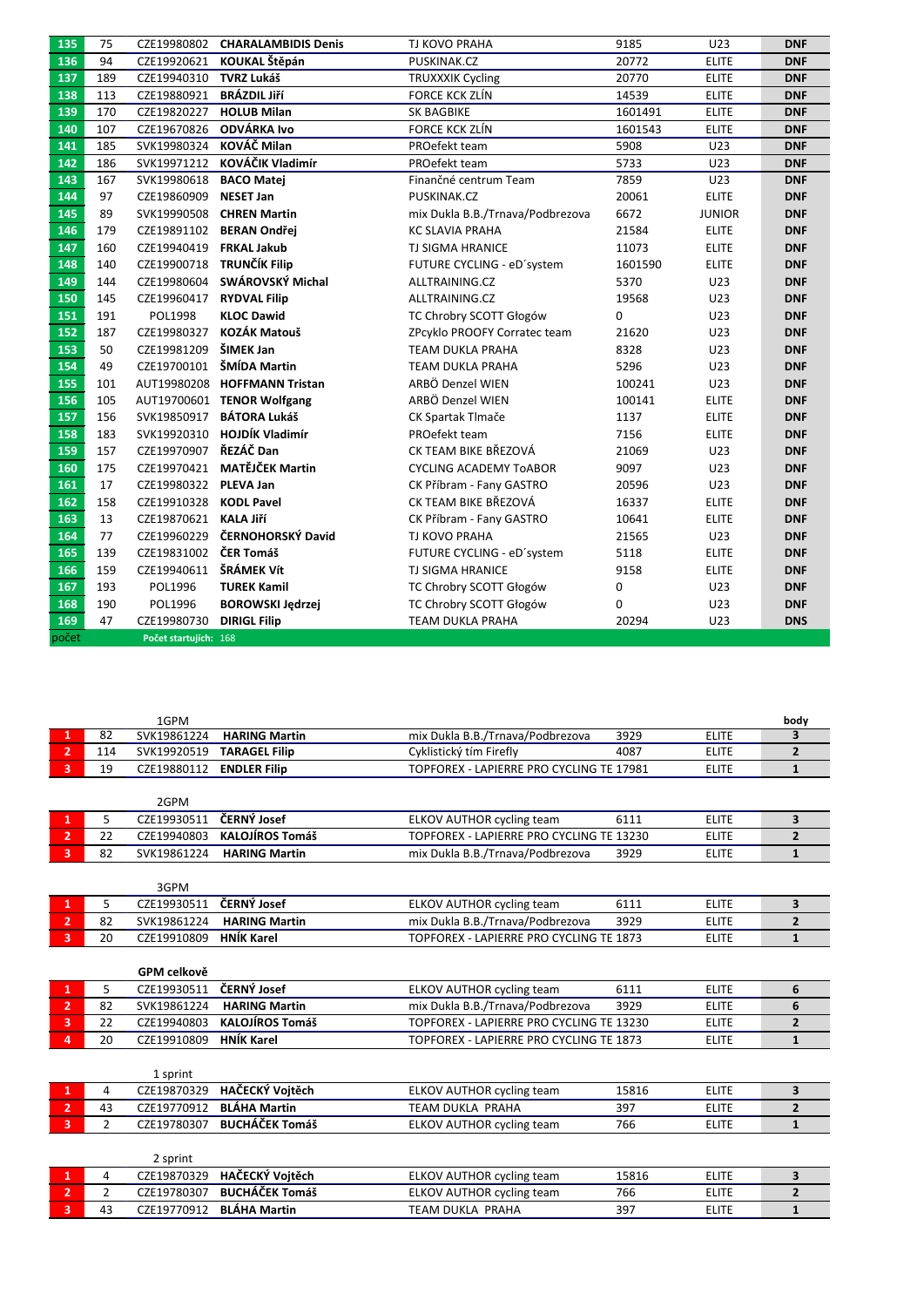| | | | | | | | |
|---|---|---|---|---|---|---|---|
| 135 | 75 | CZE19980802 | **CHARALAMBIDIS Denis** | TJ KOVO PRAHA | 9185 | U23 | **DNF** |
| 136 | 94 | CZE19920621 | **KOUKAL Štěpán** | PUSKINAK.CZ | 20772 | ELITE | **DNF** |
| 137 | 189 | CZE19940310 | **TVRZ Lukáš** | TRUXXXIK Cycling | 20770 | ELITE | **DNF** |
| 138 | 113 | CZE19880921 | **BRÁZDIL Jiří** | FORCE KCK ZLÍN | 14539 | ELITE | **DNF** |
| 139 | 170 | CZE19820227 | **HOLUB Milan** | SK BAGBIKE | 1601491 | ELITE | **DNF** |
| 140 | 107 | CZE19670826 | **ODVÁRKA Ivo** | FORCE KCK ZLÍN | 1601543 | ELITE | **DNF** |
| 141 | 185 | SVK19980324 | **KOVÁČ Milan** | PROefekt team | 5908 | U23 | **DNF** |
| 142 | 186 | SVK19971212 | **KOVÁČIK Vladimír** | PROefekt team | 5733 | U23 | **DNF** |
| 143 | 167 | SVK19980618 | **BACO Matej** | Finančné centrum Team | 7859 | U23 | **DNF** |
| 144 | 97 | CZE19860909 | **NESET Jan** | PUSKINAK.CZ | 20061 | ELITE | **DNF** |
| 145 | 89 | SVK19990508 | **CHREN Martin** | mix Dukla B.B./Trnava/Podbrezova | 6672 | JUNIOR | **DNF** |
| 146 | 179 | CZE19891102 | **BERAN Ondřej** | KC SLAVIA PRAHA | 21584 | ELITE | **DNF** |
| 147 | 160 | CZE19940419 | **FRKAL Jakub** | TJ SIGMA HRANICE | 11073 | ELITE | **DNF** |
| 148 | 140 | CZE19900718 | **TRUNČÍK Filip** | FUTURE CYCLING - eD´system | 1601590 | ELITE | **DNF** |
| 149 | 144 | CZE19980604 | **SWÁROVSKÝ Michal** | ALLTRAINING.CZ | 5370 | U23 | **DNF** |
| 150 | 145 | CZE19960417 | **RYDVAL Filip** | ALLTRAINING.CZ | 19568 | U23 | **DNF** |
| 151 | 191 | POL1998 | **KLOC Dawid** | TC Chrobry SCOTT Głogów | 0 | U23 | **DNF** |
| 152 | 187 | CZE19980327 | **KOZÁK Matouš** | ZPcyklo PROOFY Corratec team | 21620 | U23 | **DNF** |
| 153 | 50 | CZE19981209 | **ŠIMEK Jan** | TEAM DUKLA PRAHA | 8328 | U23 | **DNF** |
| 154 | 49 | CZE19700101 | **ŠMÍDA Martin** | TEAM DUKLA PRAHA | 5296 | U23 | **DNF** |
| 155 | 101 | AUT19980208 | **HOFFMANN Tristan** | ARBÖ Denzel WIEN | 100241 | U23 | **DNF** |
| 156 | 105 | AUT19700601 | **TENOR Wolfgang** | ARBÖ Denzel WIEN | 100141 | ELITE | **DNF** |
| 157 | 156 | SVK19850917 | **BÁTORA Lukáš** | CK Spartak Tlmače | 1137 | ELITE | **DNF** |
| 158 | 183 | SVK19920310 | **HOJDÍK Vladimír** | PROefekt team | 7156 | ELITE | **DNF** |
| 159 | 157 | CZE19970907 | **ŘEZÁČ Dan** | CK TEAM BIKE BŘEZOVÁ | 21069 | U23 | **DNF** |
| 160 | 175 | CZE19970421 | **MATĚJČEK Martin** | CYCLING ACADEMY ToABOR | 9097 | U23 | **DNF** |
| 161 | 17 | CZE19980322 | **PLEVA Jan** | CK Příbram - Fany GASTRO | 20596 | U23 | **DNF** |
| 162 | 158 | CZE19910328 | **KODL Pavel** | CK TEAM BIKE BŘEZOVÁ | 16337 | ELITE | **DNF** |
| 163 | 13 | CZE19870621 | **KALA Jiří** | CK Příbram - Fany GASTRO | 10641 | ELITE | **DNF** |
| 164 | 77 | CZE19960229 | **ČERNOHORSKÝ David** | TJ KOVO PRAHA | 21565 | U23 | **DNF** |
| 165 | 139 | CZE19831002 | **ČER Tomáš** | FUTURE CYCLING - eD´system | 5118 | ELITE | **DNF** |
| 166 | 159 | CZE19940611 | **ŠRÁMEK Vít** | TJ SIGMA HRANICE | 9158 | ELITE | **DNF** |
| 167 | 193 | POL1996 | **TUREK Kamil** | TC Chrobry SCOTT Głogów | 0 | U23 | **DNF** |
| 168 | 190 | POL1996 | **BOROWSKI Jedrzej** | TC Chrobry SCOTT Głogów | 0 | U23 | **DNF** |
| 169 | 47 | CZE19980730 | **DIRIGL Filip** | TEAM DUKLA PRAHA | 20294 | U23 | **DNS** |
| počet | | **Počet startujících:** 168 | | | | | |

| | | 1GPM | | | | | body |
|---|---|---|---|---|---|---|---|
| 1 | 82 | SVK19861224 | **HARING Martin** | mix Dukla B.B./Trnava/Podbrezova | 3929 | ELITE | **3** |
| 2 | 114 | SVK19920519 | **TARAGEL Filip** | Cyklistický tím Firefly | 4087 | ELITE | **2** |
| 3 | 19 | CZE19880112 | **ENDLER Filip** | TOPFOREX - LAPIERRE PRO CYCLING TE | 17981 | ELITE | **1** |

| | | 2GPM | | | | | |
|---|---|---|---|---|---|---|---|
| 1 | 5 | CZE19930511 | **ČERNÝ Josef** | ELKOV AUTHOR cycling team | 6111 | ELITE | **3** |
| 2 | 22 | CZE19940803 | **KALOJÍROS Tomáš** | TOPFOREX - LAPIERRE PRO CYCLING TE | 13230 | ELITE | **2** |
| 3 | 82 | SVK19861224 | **HARING Martin** | mix Dukla B.B./Trnava/Podbrezova | 3929 | ELITE | **1** |

| | | 3GPM | | | | | |
|---|---|---|---|---|---|---|---|
| 1 | 5 | CZE19930511 | **ČERNÝ Josef** | ELKOV AUTHOR cycling team | 6111 | ELITE | **3** |
| 2 | 82 | SVK19861224 | **HARING Martin** | mix Dukla B.B./Trnava/Podbrezova | 3929 | ELITE | **2** |
| 3 | 20 | CZE19910809 | **HNÍK Karel** | TOPFOREX - LAPIERRE PRO CYCLING TE | 1873 | ELITE | **1** |

| | | **GPM celkově** | | | | | |
|---|---|---|---|---|---|---|---|
| 1 | 5 | CZE19930511 | **ČERNÝ Josef** | ELKOV AUTHOR cycling team | 6111 | ELITE | **6** |
| 2 | 82 | SVK19861224 | **HARING Martin** | mix Dukla B.B./Trnava/Podbrezova | 3929 | ELITE | **6** |
| 3 | 22 | CZE19940803 | **KALOJÍROS Tomáš** | TOPFOREX - LAPIERRE PRO CYCLING TE | 13230 | ELITE | **2** |
| 4 | 20 | CZE19910809 | **HNÍK Karel** | TOPFOREX - LAPIERRE PRO CYCLING TE | 1873 | ELITE | **1** |

| | | 1 sprint | | | | | |
|---|---|---|---|---|---|---|---|
| 1 | 4 | CZE19870329 | **HAČECKÝ Vojtěch** | ELKOV AUTHOR cycling team | 15816 | ELITE | **3** |
| 2 | 43 | CZE19770912 | **BLÁHA Martin** | TEAM DUKLA PRAHA | 397 | ELITE | **2** |
| 3 | 2 | CZE19780307 | **BUCHÁČEK Tomáš** | ELKOV AUTHOR cycling team | 766 | ELITE | **1** |

| | | 2 sprint | | | | | |
|---|---|---|---|---|---|---|---|
| 1 | 4 | CZE19870329 | **HAČECKÝ Vojtěch** | ELKOV AUTHOR cycling team | 15816 | ELITE | **3** |
| 2 | 2 | CZE19780307 | **BUCHÁČEK Tomáš** | ELKOV AUTHOR cycling team | 766 | ELITE | **2** |
| 3 | 43 | CZE19770912 | **BLÁHA Martin** | TEAM DUKLA PRAHA | 397 | ELITE | **1** |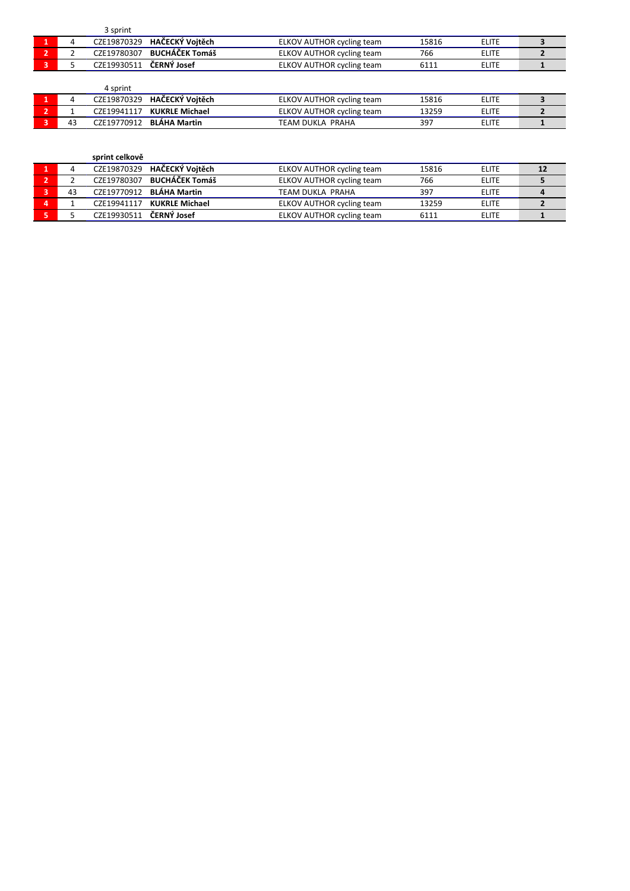3 sprint

| | | | | | | | |
|---|---|---|---|---|---|---|---|
| 1 | 4 | CZE19870329 | **HAČECKÝ Vojtěch** | ELKOV AUTHOR cycling team | 15816 | ELITE | **3** |
| 2 | 2 | CZE19780307 | **BUCHÁČEK Tomáš** | ELKOV AUTHOR cycling team | 766 | ELITE | **2** |
| 3 | 5 | CZE19930511 | **ČERNÝ Josef** | ELKOV AUTHOR cycling team | 6111 | ELITE | **1** |

4 sprint

| | | | | | | | |
|---|---|---|---|---|---|---|---|
| 1 | 4 | CZE19870329 | **HAČECKÝ Vojtěch** | ELKOV AUTHOR cycling team | 15816 | ELITE | **3** |
| 2 | 1 | CZE19941117 | **KUKRLE Michael** | ELKOV AUTHOR cycling team | 13259 | ELITE | **2** |
| 3 | 43 | CZE19770912 | **BLÁHA Martin** | TEAM DUKLA PRAHA | 397 | ELITE | **1** |

**sprint celkově**

| | | | | | | | |
|---|---|---|---|---|---|---|---|
| 1 | 4 | CZE19870329 | **HAČECKÝ Vojtěch** | ELKOV AUTHOR cycling team | 15816 | ELITE | **12** |
| 2 | 2 | CZE19780307 | **BUCHÁČEK Tomáš** | ELKOV AUTHOR cycling team | 766 | ELITE | **5** |
| 3 | 43 | CZE19770912 | **BLÁHA Martin** | TEAM DUKLA PRAHA | 397 | ELITE | **4** |
| 4 | 1 | CZE19941117 | **KUKRLE Michael** | ELKOV AUTHOR cycling team | 13259 | ELITE | **2** |
| 5 | 5 | CZE19930511 | **ČERNÝ Josef** | ELKOV AUTHOR cycling team | 6111 | ELITE | **1** |